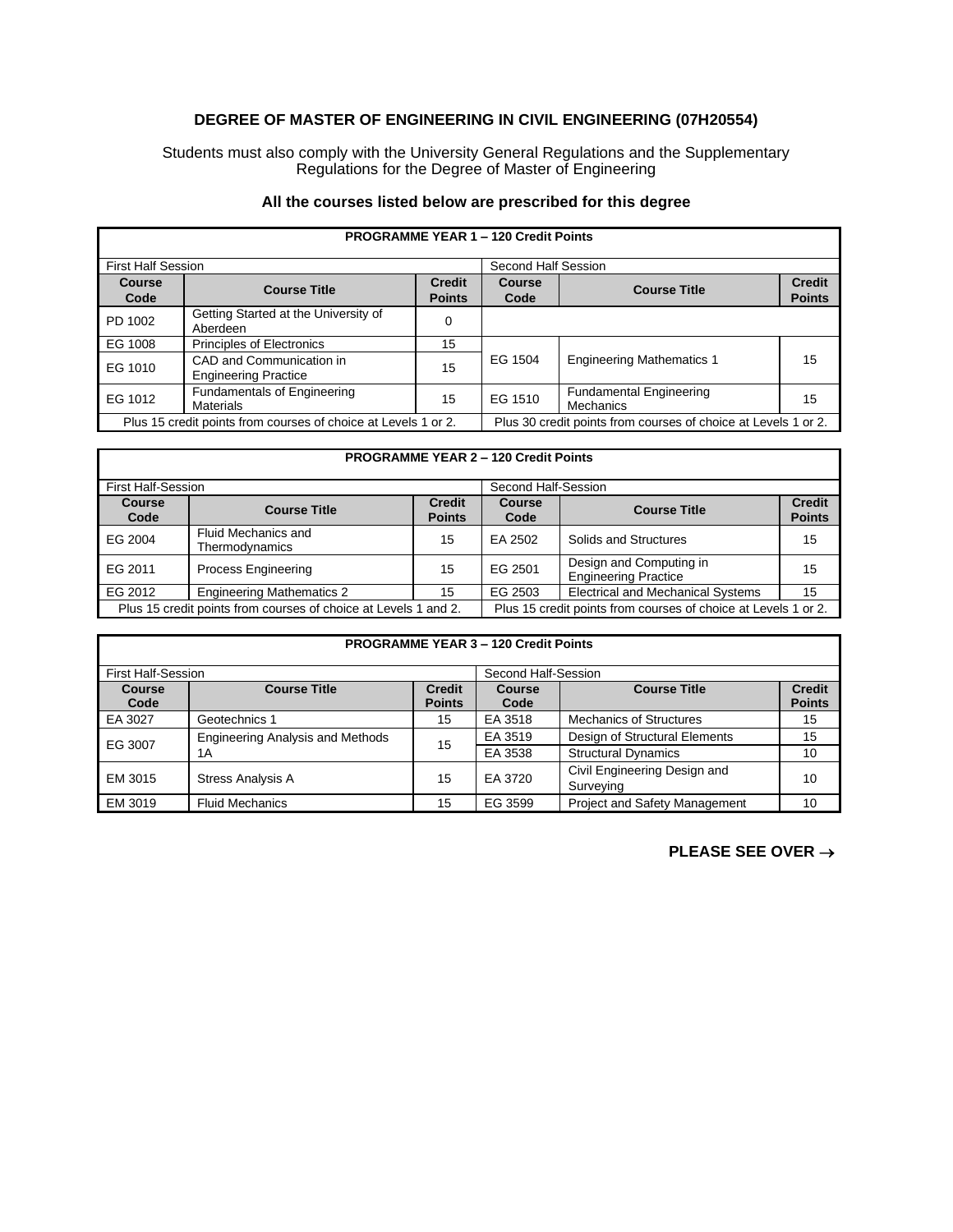## DEGREE OF MASTER OF ENGINEERING IN CIVIL ENGINEERING (07H20554)

Students must also comply with the University General Regulations and the Supplementary Regulations for the Degree of Master of Engineering

### All the courses listed below are prescribed for this degree

| PROGRAMME YEAR 1 – 120 Credit Points | | | | | |
|---|---|---|---|---|---|
| First Half Session | | | Second Half Session | | |
| **Course Code** | **Course Title** | **Credit Points** | **Course Code** | **Course Title** | **Credit Points** |
| PD 1002 | Getting Started at the University of Aberdeen | 0 | | | |
| EG 1008 | Principles of Electronics | 15 | EG 1504 | Engineering Mathematics 1 | 15 |
| EG 1010 | CAD and Communication in Engineering Practice | 15 | | | |
| EG 1012 | Fundamentals of Engineering Materials | 15 | EG 1510 | Fundamental Engineering Mechanics | 15 |
| Plus 15 credit points from courses of choice at Levels 1 or 2. | | | Plus 30 credit points from courses of choice at Levels 1 or 2. | | |

| PROGRAMME YEAR 2 – 120 Credit Points | | | | | |
|---|---|---|---|---|---|
| First Half-Session | | | Second Half-Session | | |
| **Course Code** | **Course Title** | **Credit Points** | **Course Code** | **Course Title** | **Credit Points** |
| EG 2004 | Fluid Mechanics and Thermodynamics | 15 | EA 2502 | Solids and Structures | 15 |
| EG 2011 | Process Engineering | 15 | EG 2501 | Design and Computing in Engineering Practice | 15 |
| EG 2012 | Engineering Mathematics 2 | 15 | EG 2503 | Electrical and Mechanical Systems | 15 |
| Plus 15 credit points from courses of choice at Levels 1 and 2. | | | Plus 15 credit points from courses of choice at Levels 1 or 2. | | |

| PROGRAMME YEAR 3 – 120 Credit Points | | | | | |
|---|---|---|---|---|---|
| First Half-Session | | | Second Half-Session | | |
| **Course Code** | **Course Title** | **Credit Points** | **Course Code** | **Course Title** | **Credit Points** |
| EA 3027 | Geotechnics 1 | 15 | EA 3518 | Mechanics of Structures | 15 |
| EG 3007 | Engineering Analysis and Methods 1A | 15 | EA 3519 | Design of Structural Elements | 15 |
| | | | EA 3538 | Structural Dynamics | 10 |
| EM 3015 | Stress Analysis A | 15 | EA 3720 | Civil Engineering Design and Surveying | 10 |
| EM 3019 | Fluid Mechanics | 15 | EG 3599 | Project and Safety Management | 10 |

**PLEASE SEE OVER →**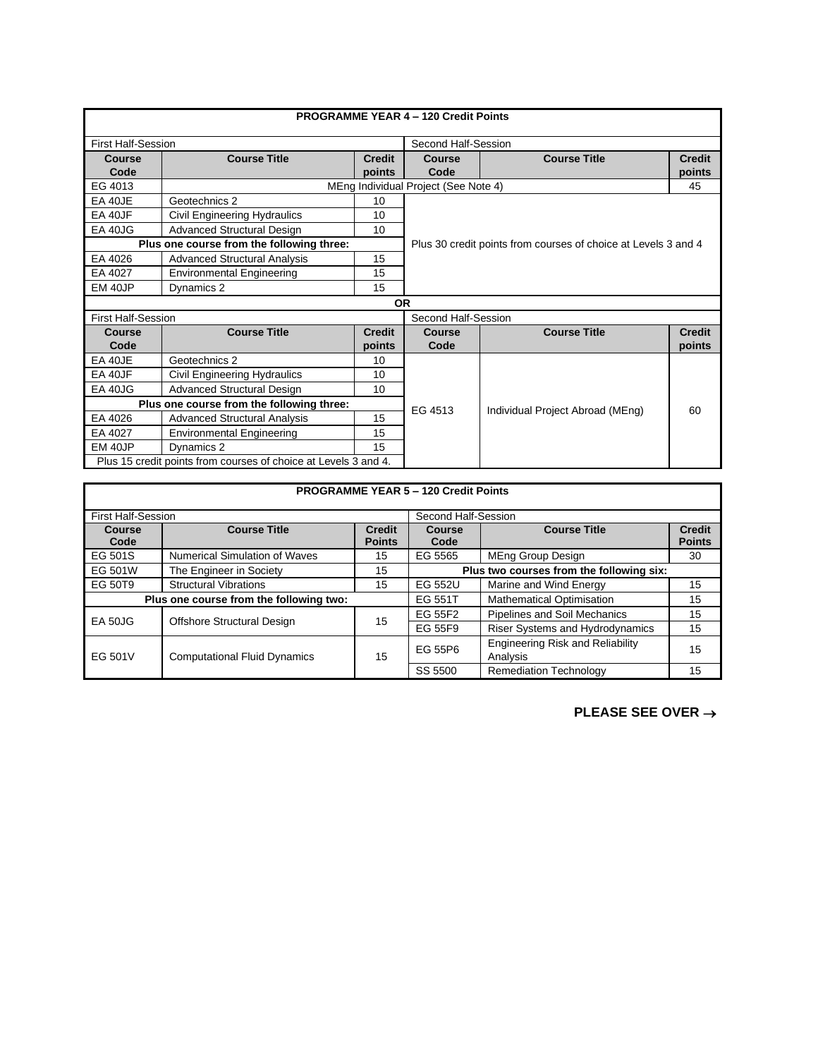**PROGRAMME YEAR 4 – 120 Credit Points**

| First Half-Session | | | Second Half-Session | | |
|---|---|---|---|---|---|
| **Course Code** | **Course Title** | **Credit points** | **Course Code** | **Course Title** | **Credit points** |
| EG 4013 | MEng Individual Project (See Note 4) | | | | 45 |
| EA 40JE | Geotechnics 2 | 10 | Plus 30 credit points from courses of choice at Levels 3 and 4 | | |
| EA 40JF | Civil Engineering Hydraulics | 10 | | | |
| EA 40JG | Advanced Structural Design | 10 | | | |
| **Plus one course from the following three:** | | | | | |
| EA 4026 | Advanced Structural Analysis | 15 | | | |
| EA 4027 | Environmental Engineering | 15 | | | |
| EM 40JP | Dynamics 2 | 15 | | | |

**OR**

| First Half-Session | | | Second Half-Session | | |
|---|---|---|---|---|---|
| **Course Code** | **Course Title** | **Credit points** | **Course Code** | **Course Title** | **Credit points** |
| EA 40JE | Geotechnics 2 | 10 | EG 4513 | Individual Project Abroad (MEng) | 60 |
| EA 40JF | Civil Engineering Hydraulics | 10 | | | |
| EA 40JG | Advanced Structural Design | 10 | | | |
| **Plus one course from the following three:** | | | | | |
| EA 4026 | Advanced Structural Analysis | 15 | | | |
| EA 4027 | Environmental Engineering | 15 | | | |
| EM 40JP | Dynamics 2 | 15 | | | |
| Plus 15 credit points from courses of choice at Levels 3 and 4. | | | | | |

**PROGRAMME YEAR 5 – 120 Credit Points**

| First Half-Session | | | Second Half-Session | | |
|---|---|---|---|---|---|
| **Course Code** | **Course Title** | **Credit Points** | **Course Code** | **Course Title** | **Credit Points** |
| EG 501S | Numerical Simulation of Waves | 15 | EG 5565 | MEng Group Design | 30 |
| EG 501W | The Engineer in Society | 15 | **Plus two courses from the following six:** | | |
| EG 50T9 | Structural Vibrations | 15 | EG 552U | Marine and Wind Energy | 15 |
| **Plus one course from the following two:** | | | EG 551T | Mathematical Optimisation | 15 |
| EA 50JG | Offshore Structural Design | 15 | EG 55F2 | Pipelines and Soil Mechanics | 15 |
| | | | EG 55F9 | Riser Systems and Hydrodynamics | 15 |
| EG 501V | Computational Fluid Dynamics | 15 | EG 55P6 | Engineering Risk and Reliability Analysis | 15 |
| | | | SS 5500 | Remediation Technology | 15 |

**PLEASE SEE OVER →**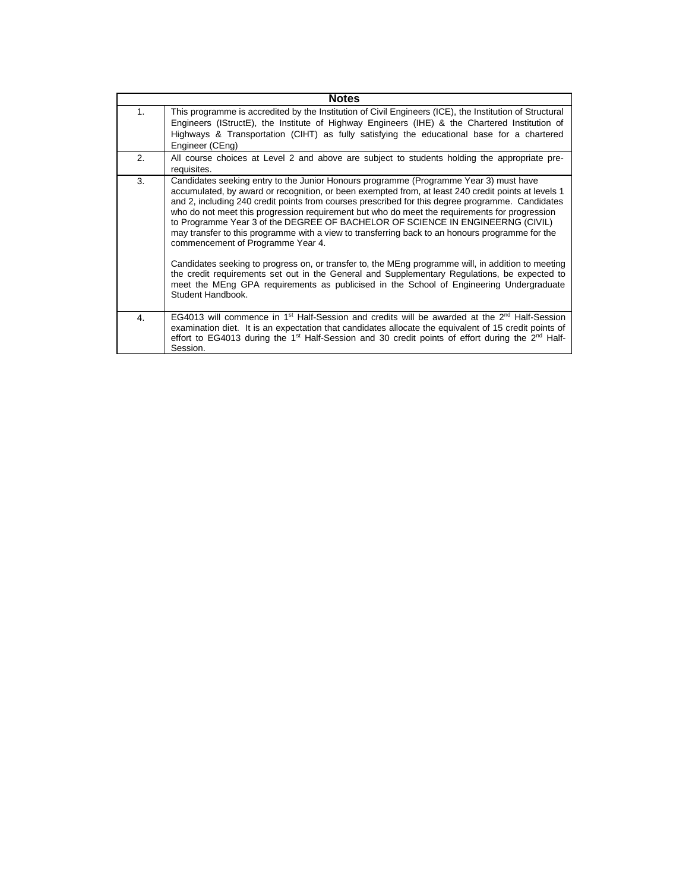| Notes | |
|---|---|
| 1. | This programme is accredited by the Institution of Civil Engineers (ICE), the Institution of Structural Engineers (IStructE), the Institute of Highway Engineers (IHE) & the Chartered Institution of Highways & Transportation (CIHT) as fully satisfying the educational base for a chartered Engineer (CEng) |
| 2. | All course choices at Level 2 and above are subject to students holding the appropriate pre-requisites. |
| 3. | Candidates seeking entry to the Junior Honours programme (Programme Year 3) must have accumulated, by award or recognition, or been exempted from, at least 240 credit points at levels 1 and 2, including 240 credit points from courses prescribed for this degree programme. Candidates who do not meet this progression requirement but who do meet the requirements for progression to Programme Year 3 of the DEGREE OF BACHELOR OF SCIENCE IN ENGINEERNG (CIVIL) may transfer to this programme with a view to transferring back to an honours programme for the commencement of Programme Year 4. <br><br> Candidates seeking to progress on, or transfer to, the MEng programme will, in addition to meeting the credit requirements set out in the General and Supplementary Regulations, be expected to meet the MEng GPA requirements as publicised in the School of Engineering Undergraduate Student Handbook. |
| 4. | EG4013 will commence in 1st Half-Session and credits will be awarded at the 2nd Half-Session examination diet. It is an expectation that candidates allocate the equivalent of 15 credit points of effort to EG4013 during the 1st Half-Session and 30 credit points of effort during the 2nd Half-Session. |